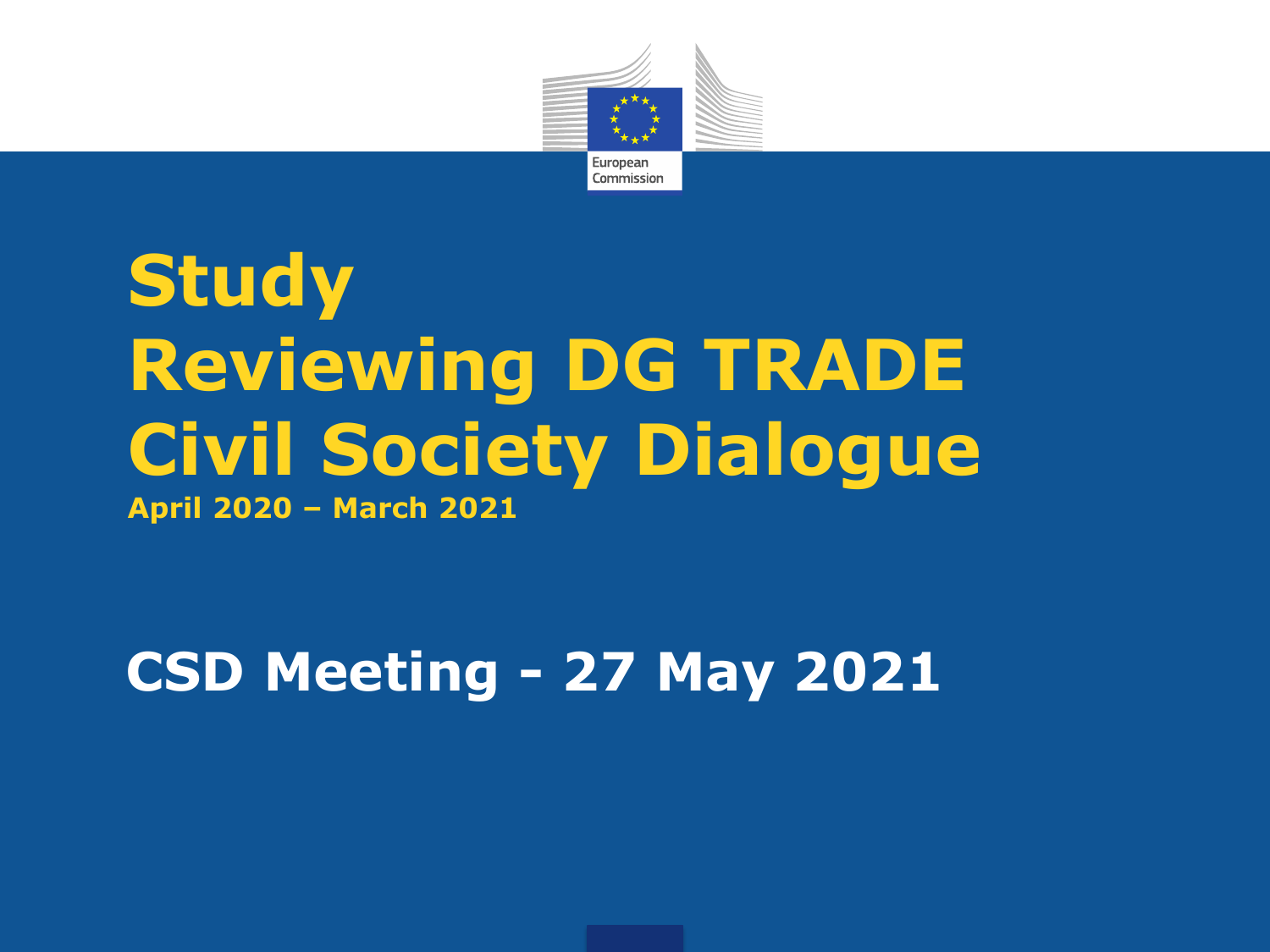# Study Reviewing DG TRADE Civil Society Dialogue

**April 2020 – March 2021**

## CSD Meeting - 27 May 2021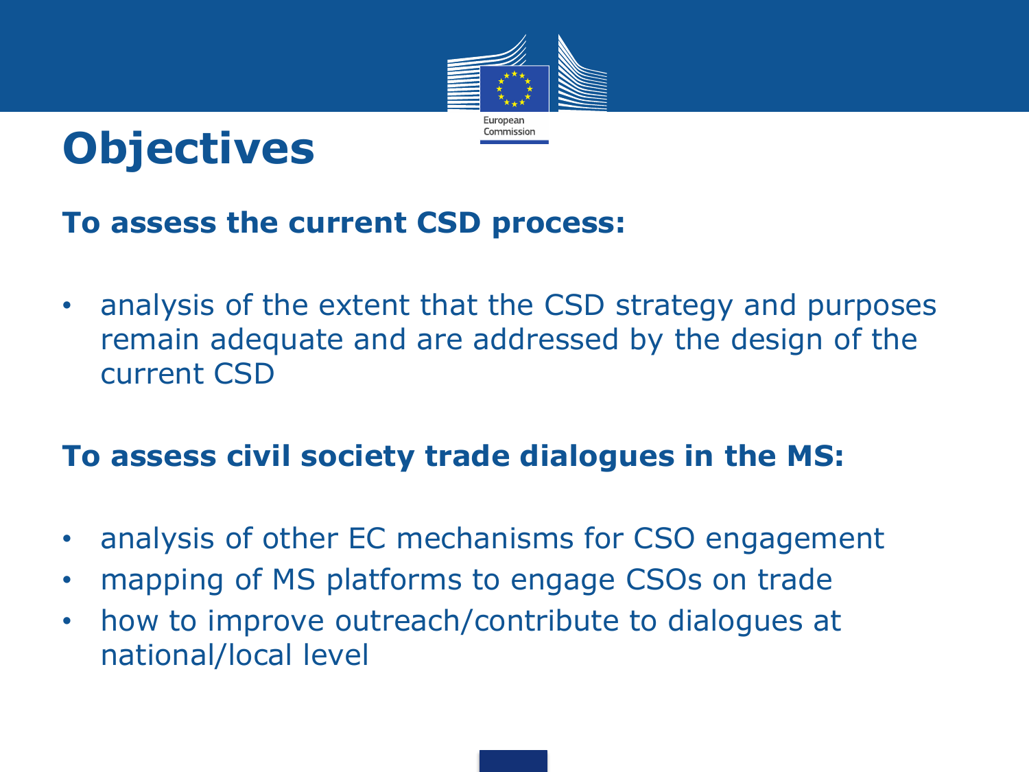# Objectives

**To assess the current CSD process:**

- analysis of the extent that the CSD strategy and purposes remain adequate and are addressed by the design of the current CSD

**To assess civil society trade dialogues in the MS:**

- analysis of other EC mechanisms for CSO engagement
- mapping of MS platforms to engage CSOs on trade
- how to improve outreach/contribute to dialogues at national/local level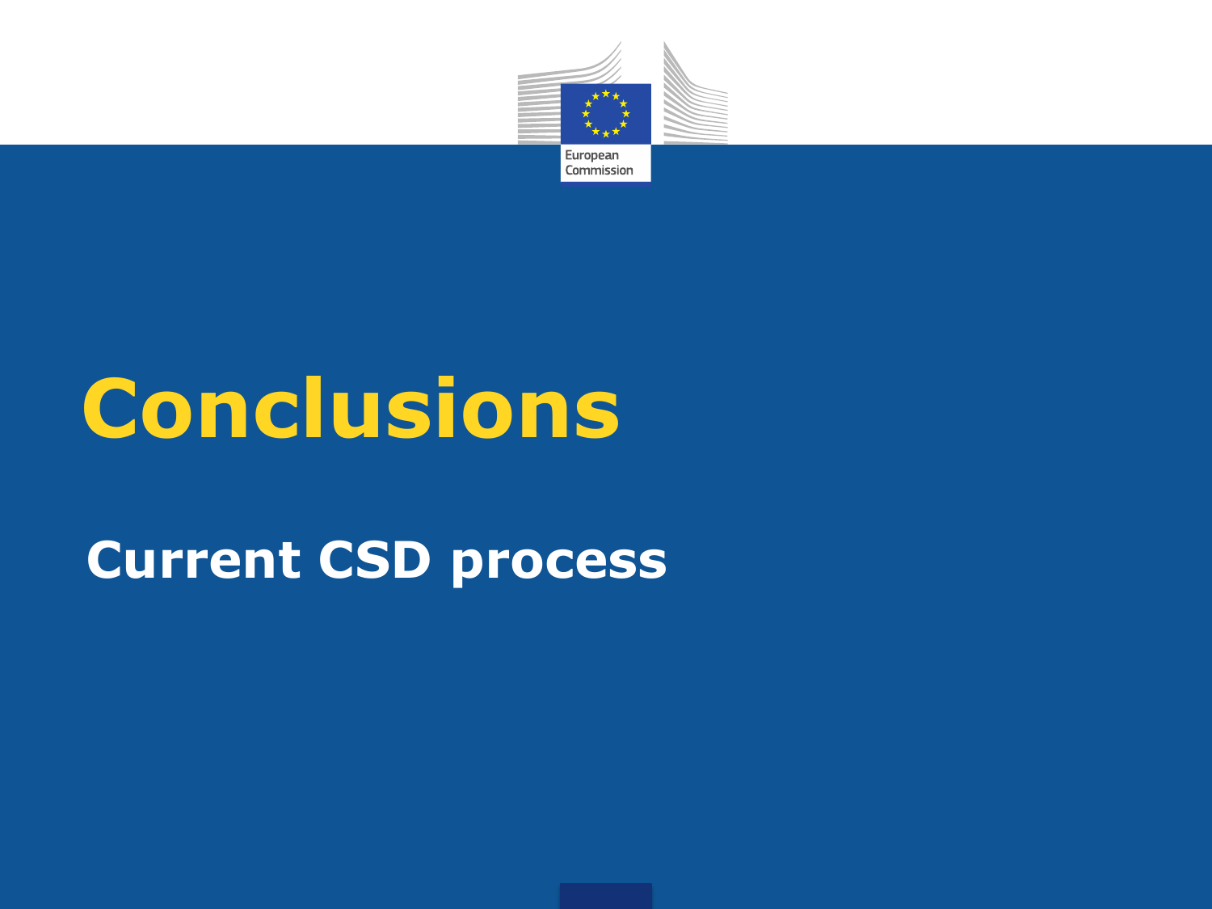# Conclusions

## Current CSD process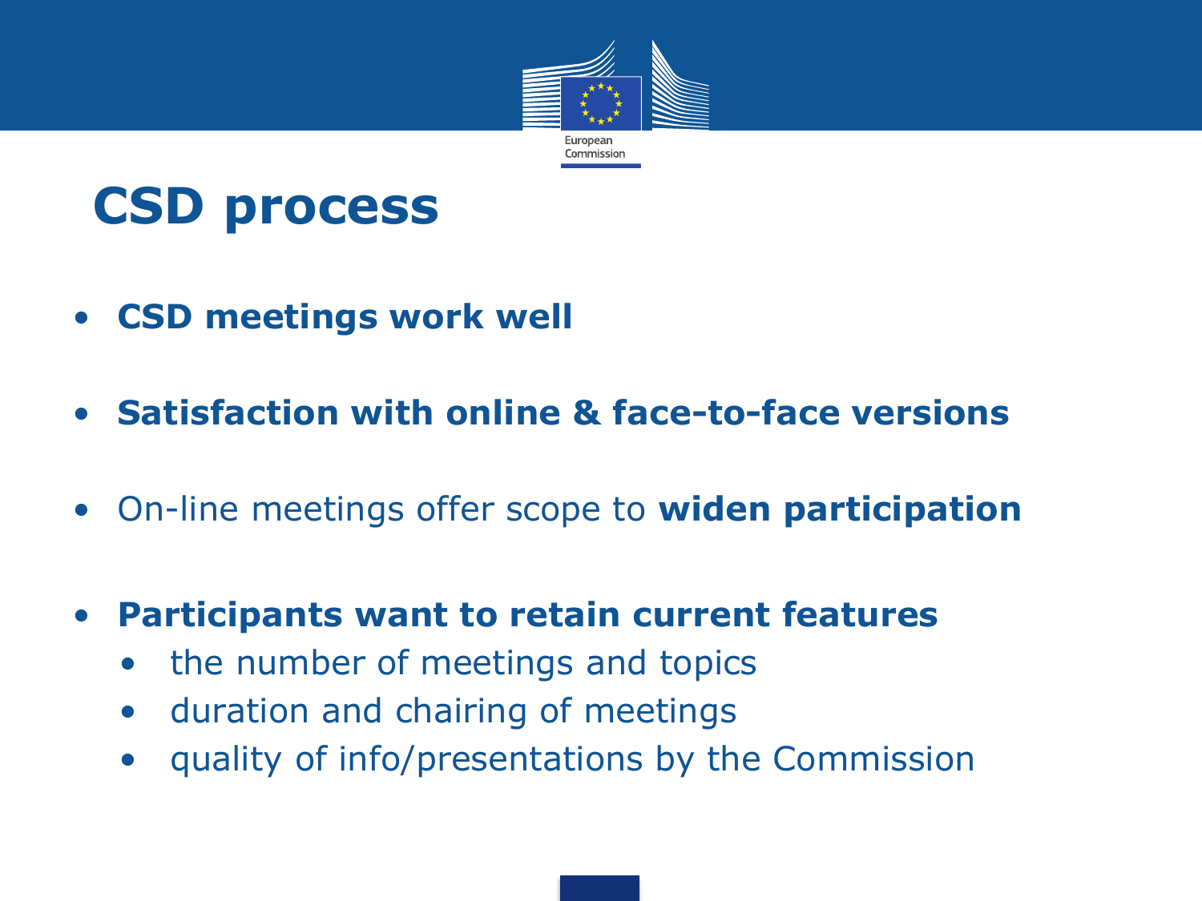# CSD process

- **CSD meetings work well**
- **Satisfaction with online & face-to-face versions**
- On-line meetings offer scope to **widen participation**
- **Participants want to retain current features**
  - the number of meetings and topics
  - duration and chairing of meetings
  - quality of info/presentations by the Commission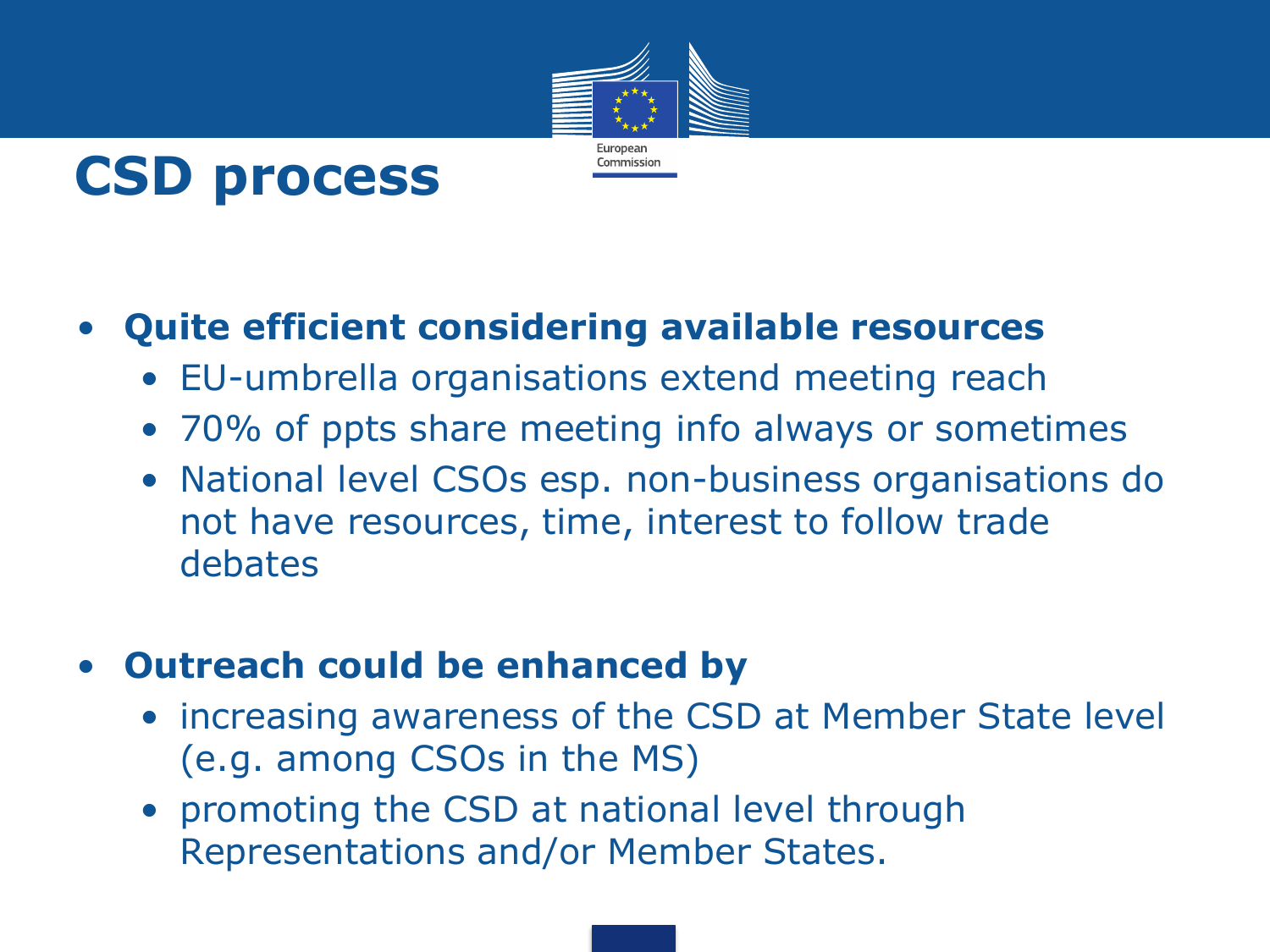# CSD process

- **Quite efficient considering available resources**
  - EU-umbrella organisations extend meeting reach
  - 70% of ppts share meeting info always or sometimes
  - National level CSOs esp. non-business organisations do not have resources, time, interest to follow trade debates

- **Outreach could be enhanced by**
  - increasing awareness of the CSD at Member State level (e.g. among CSOs in the MS)
  - promoting the CSD at national level through Representations and/or Member States.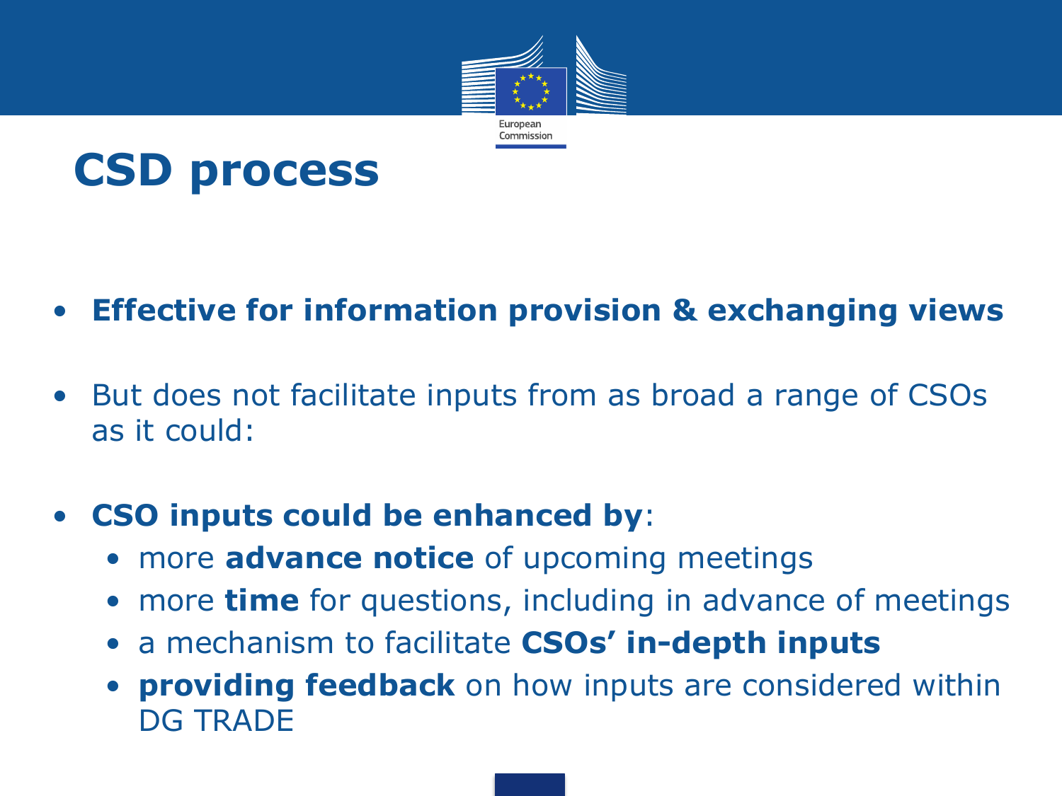# CSD process

- **Effective for information provision & exchanging views**
- But does not facilitate inputs from as broad a range of CSOs as it could:
- **CSO inputs could be enhanced by**:
  - more **advance notice** of upcoming meetings
  - more **time** for questions, including in advance of meetings
  - a mechanism to facilitate **CSOs' in-depth inputs**
  - **providing feedback** on how inputs are considered within DG TRADE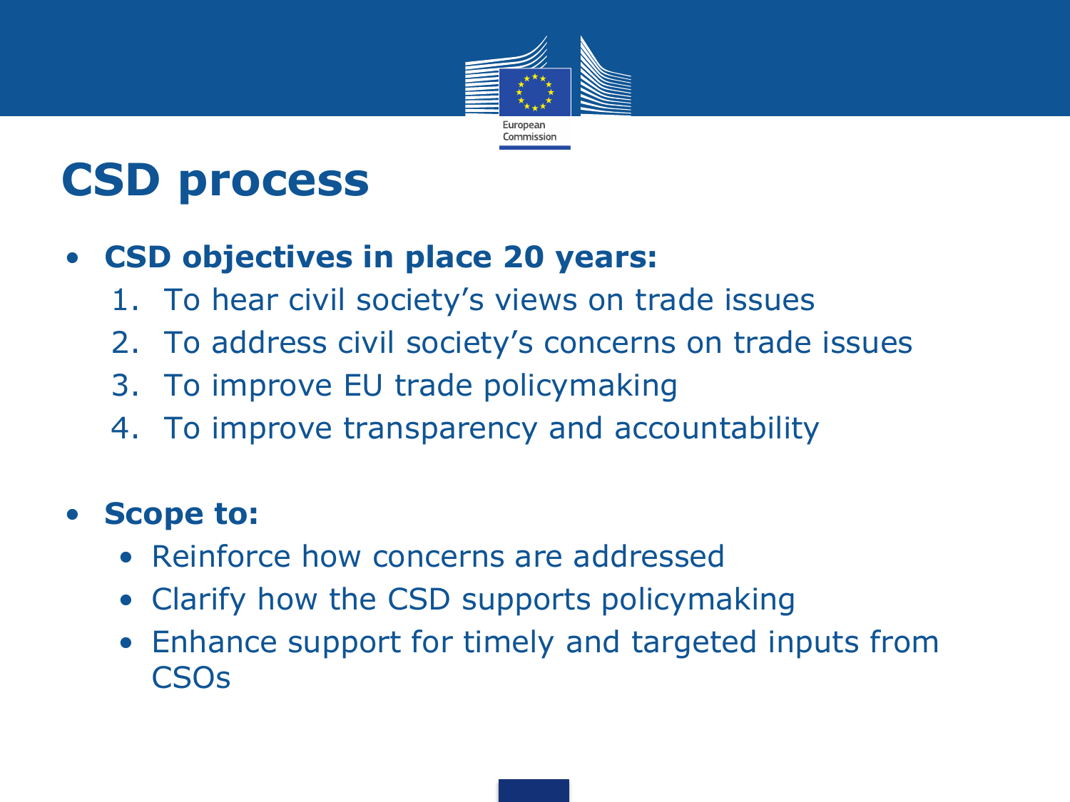# CSD process

- **CSD objectives in place 20 years:**
  1. To hear civil society's views on trade issues
  2. To address civil society's concerns on trade issues
  3. To improve EU trade policymaking
  4. To improve transparency and accountability

- **Scope to:**
  - Reinforce how concerns are addressed
  - Clarify how the CSD supports policymaking
  - Enhance support for timely and targeted inputs from CSOs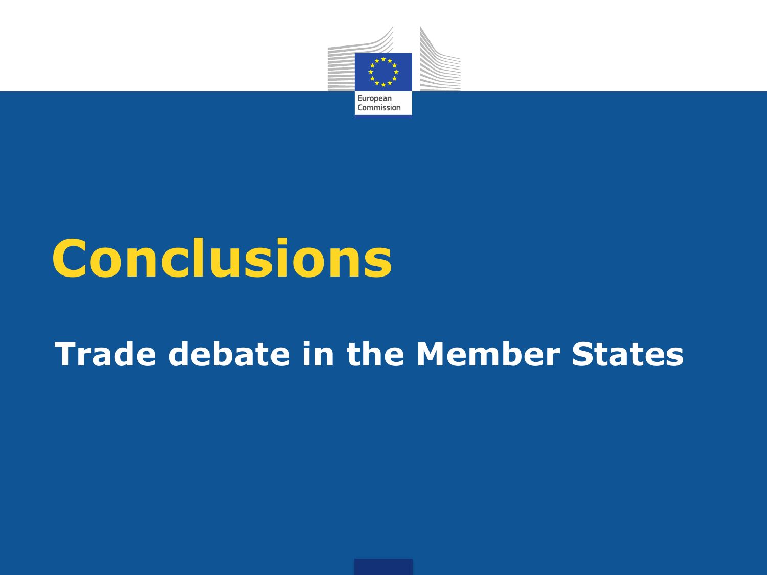# Conclusions

## Trade debate in the Member States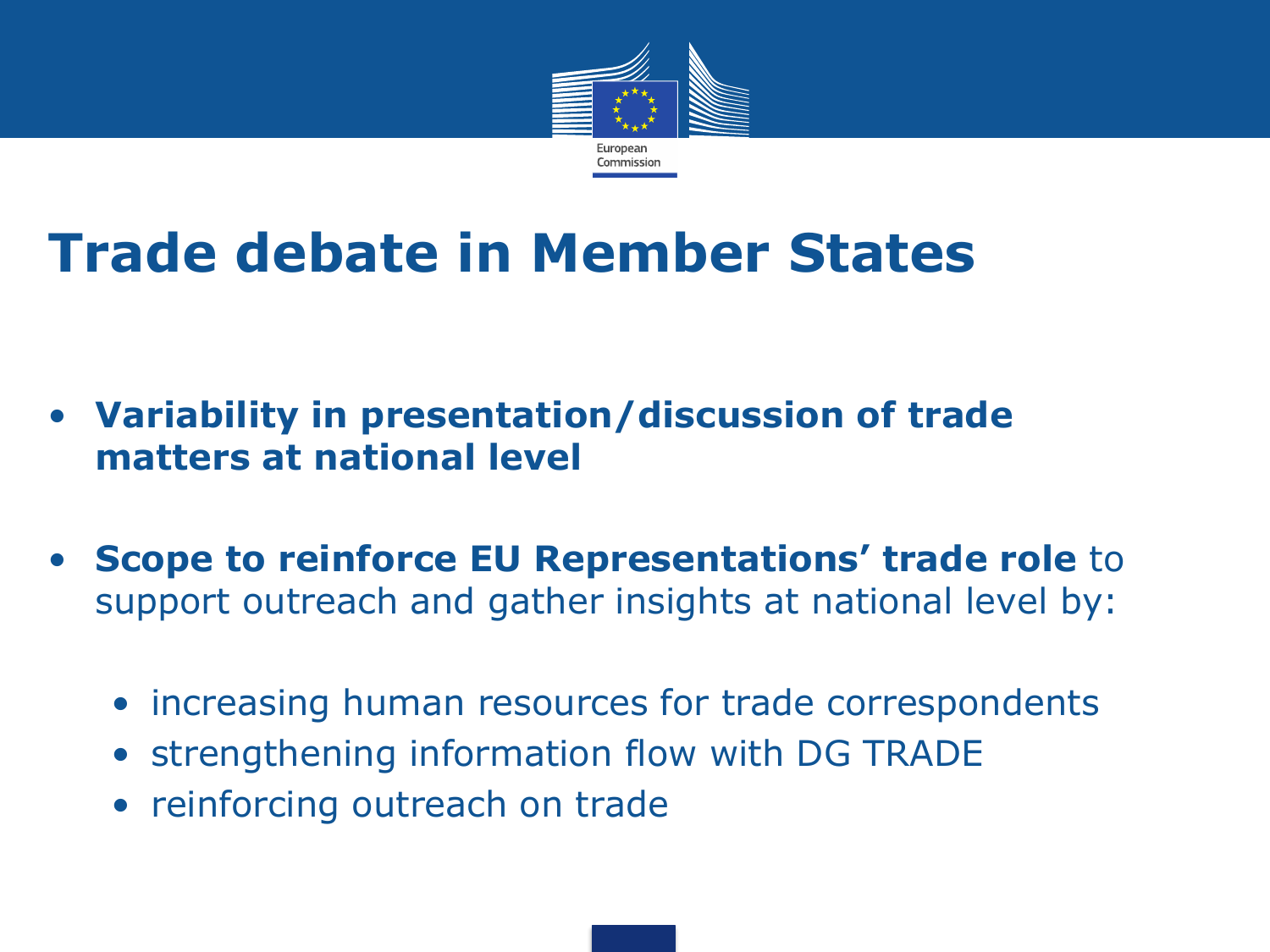# Trade debate in Member States

- **Variability in presentation/discussion of trade matters at national level**
- **Scope to reinforce EU Representations' trade role** to support outreach and gather insights at national level by:
  - increasing human resources for trade correspondents
  - strengthening information flow with DG TRADE
  - reinforcing outreach on trade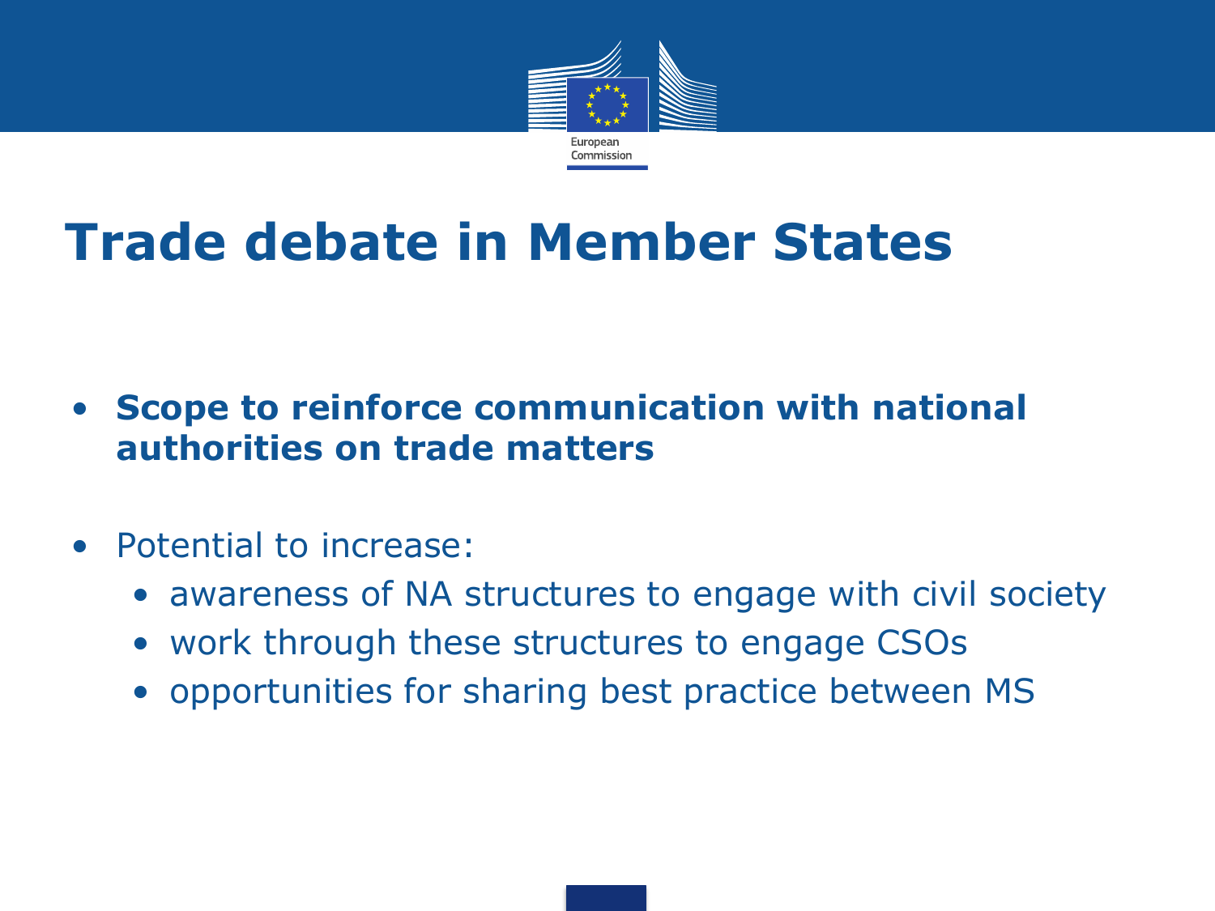# Trade debate in Member States

- **Scope to reinforce communication with national authorities on trade matters**

- Potential to increase:
  - awareness of NA structures to engage with civil society
  - work through these structures to engage CSOs
  - opportunities for sharing best practice between MS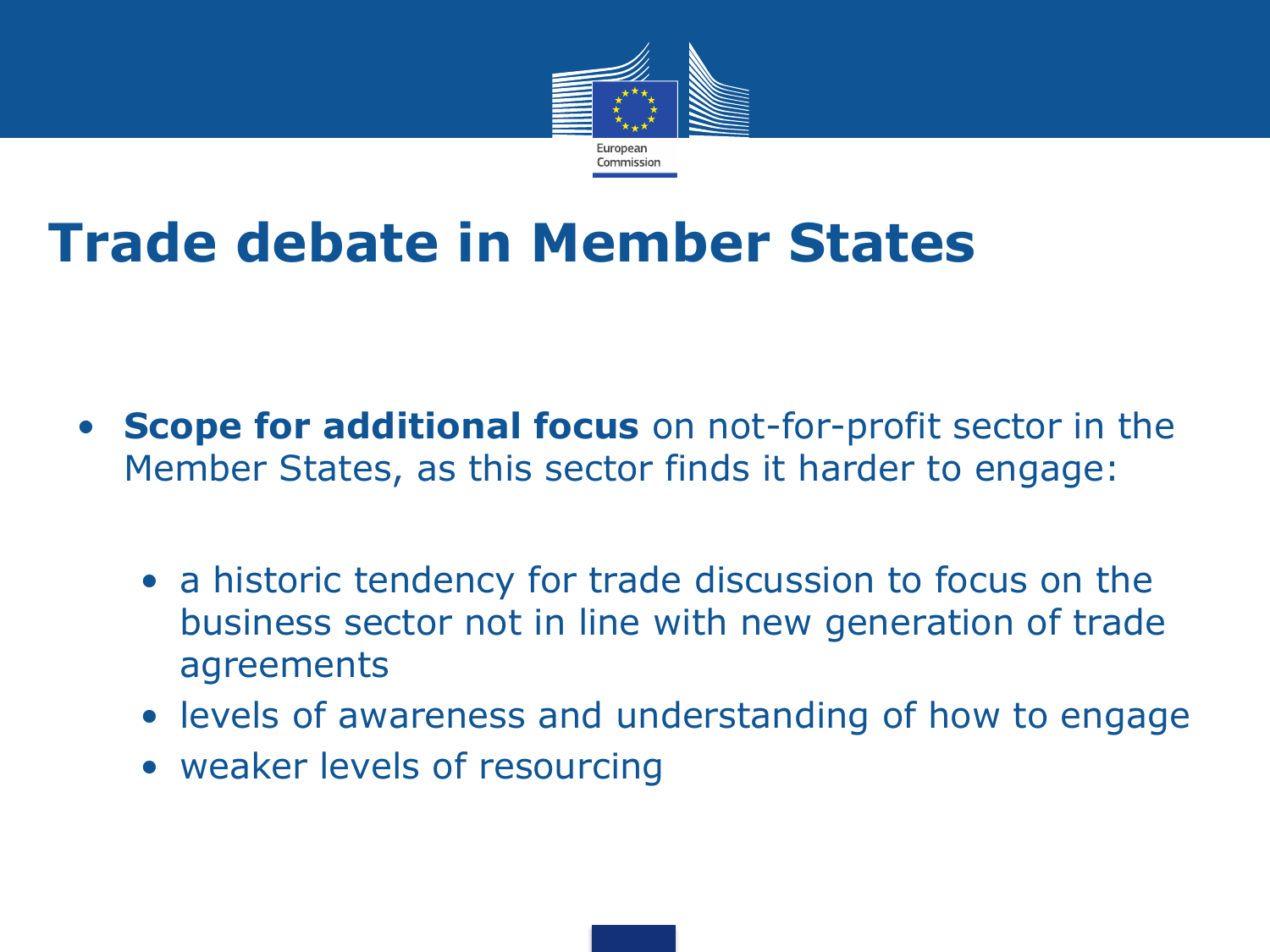# Trade debate in Member States

- **Scope for additional focus** on not-for-profit sector in the Member States, as this sector finds it harder to engage:
  - a historic tendency for trade discussion to focus on the business sector not in line with new generation of trade agreements
  - levels of awareness and understanding of how to engage
  - weaker levels of resourcing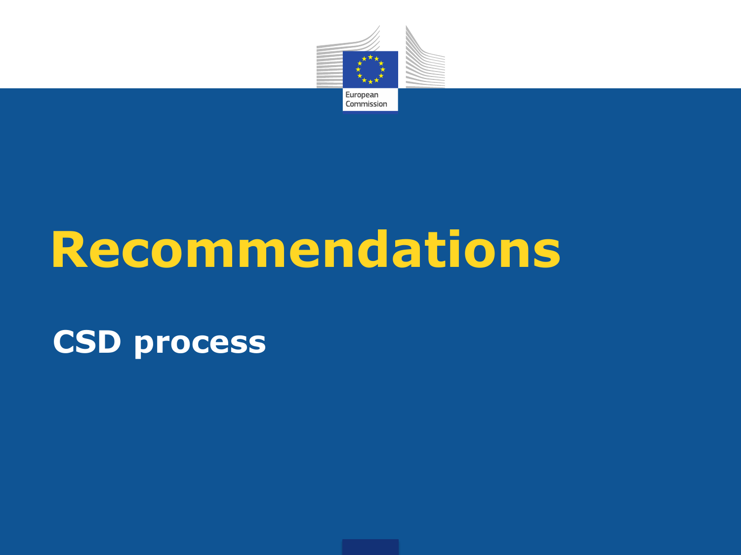# Recommendations

## CSD process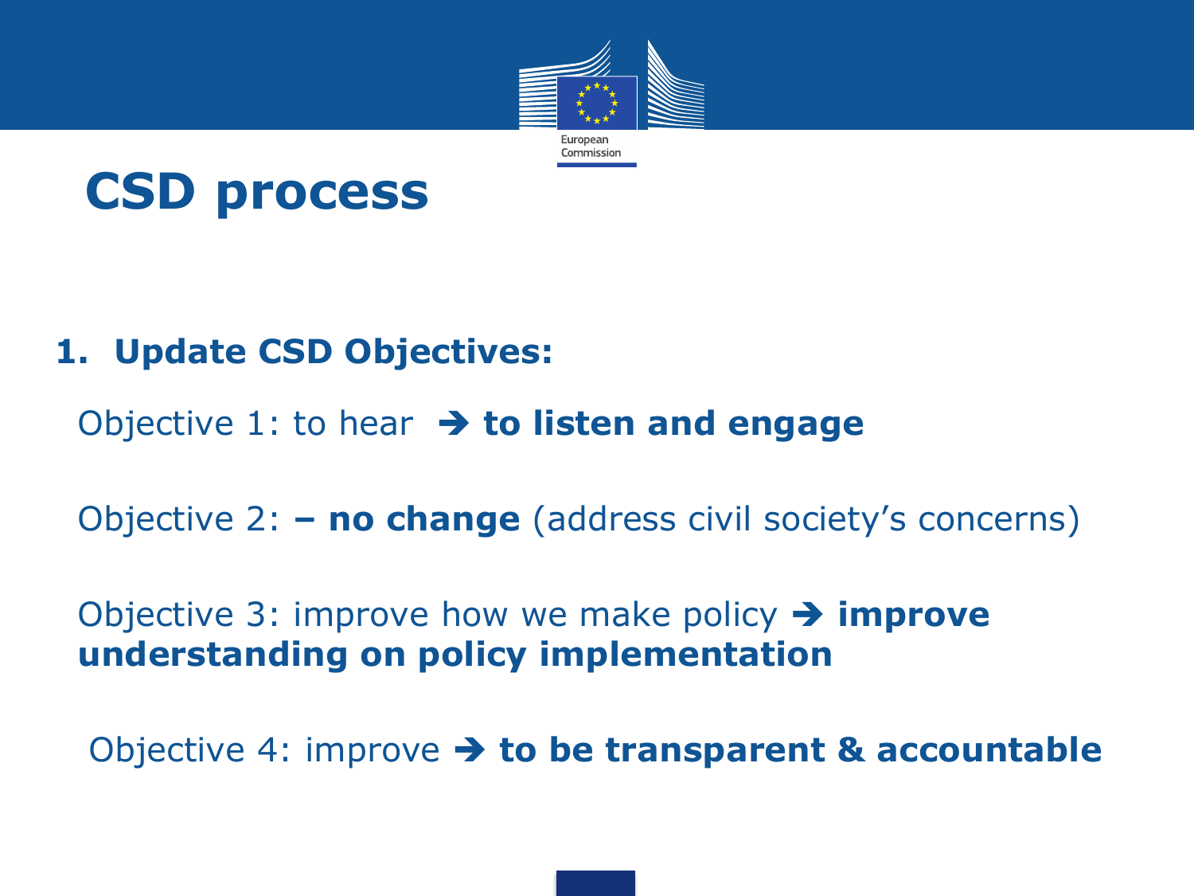# CSD process

1. **Update CSD Objectives:**

Objective 1: to hear ➔ **to listen and engage**

Objective 2: **– no change** (address civil society's concerns)

Objective 3: improve how we make policy ➔ **improve understanding on policy implementation**

Objective 4: improve ➔ **to be transparent & accountable**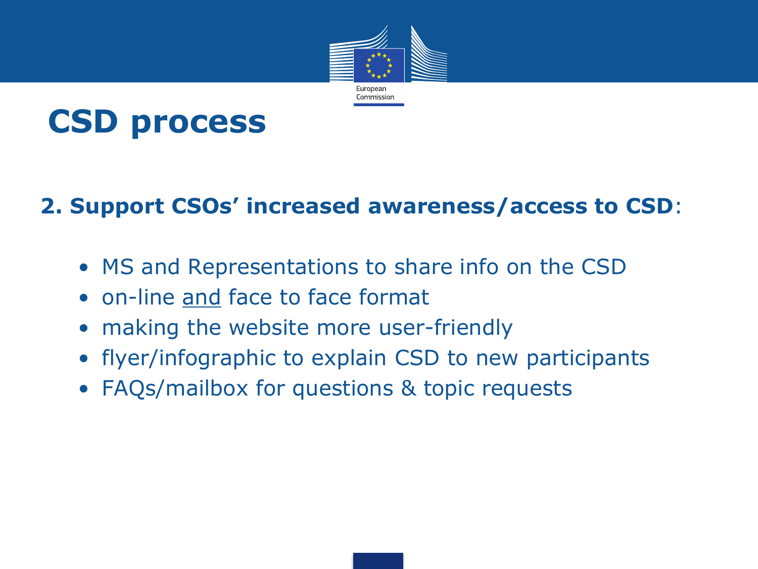# CSD process

**2. Support CSOs' increased awareness/access to CSD**:

- MS and Representations to share info on the CSD
- on-line <u>and</u> face to face format
- making the website more user-friendly
- flyer/infographic to explain CSD to new participants
- FAQs/mailbox for questions & topic requests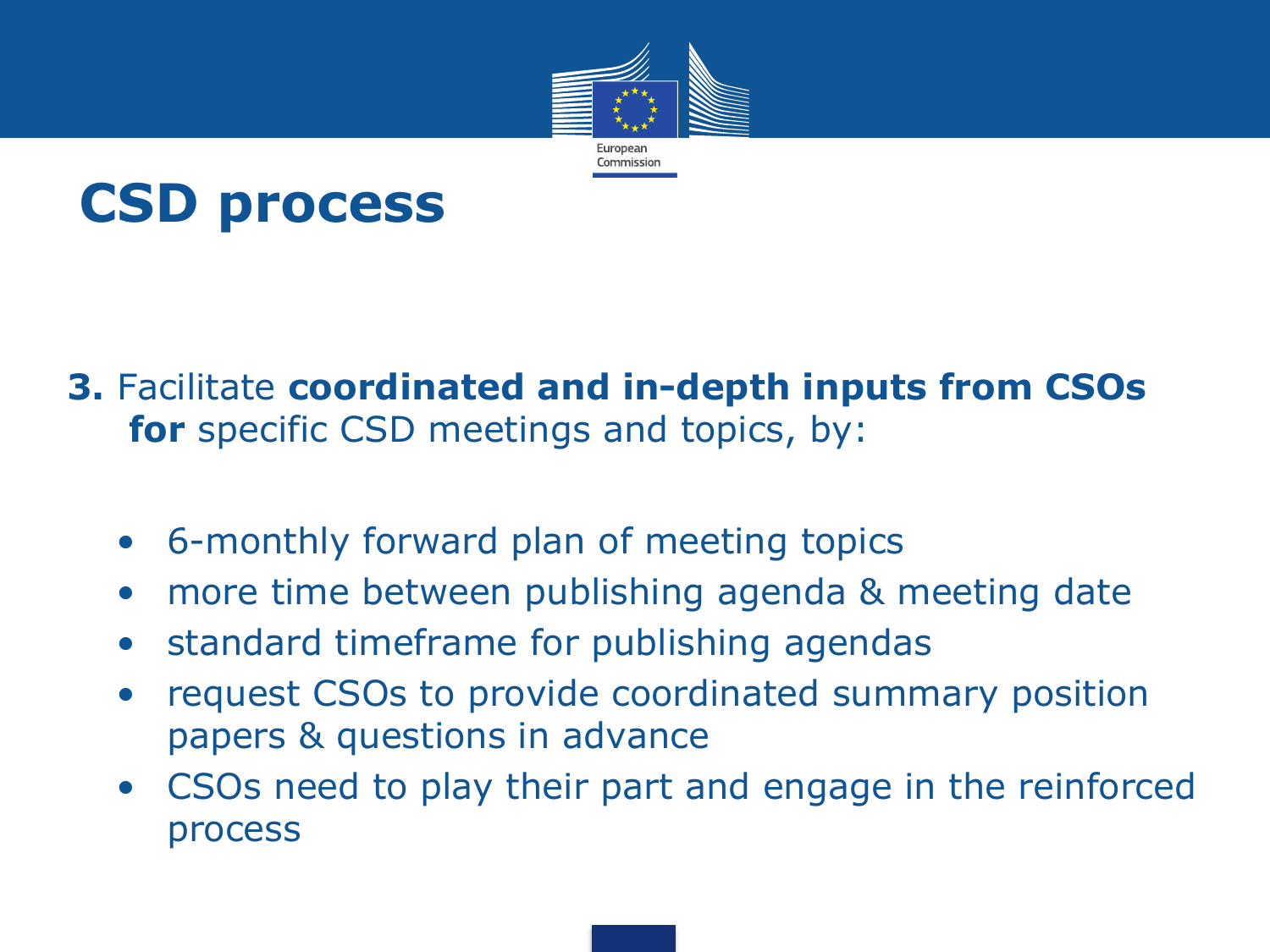# CSD process

**3.** Facilitate **coordinated and in-depth inputs from CSOs for** specific CSD meetings and topics, by:

- 6-monthly forward plan of meeting topics
- more time between publishing agenda & meeting date
- standard timeframe for publishing agendas
- request CSOs to provide coordinated summary position papers & questions in advance
- CSOs need to play their part and engage in the reinforced process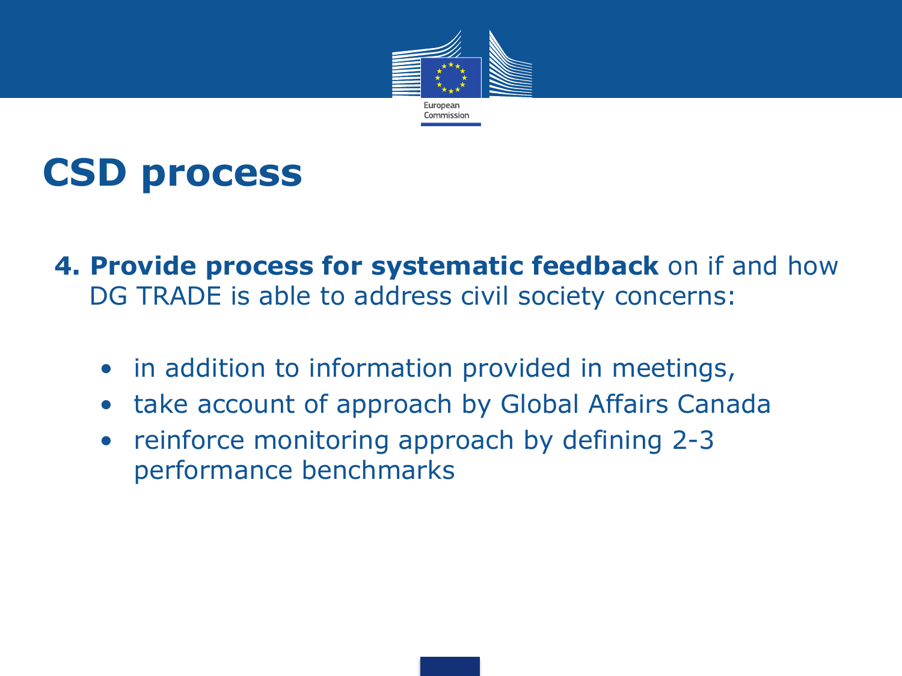# CSD process

**4. Provide process for systematic feedback** on if and how DG TRADE is able to address civil society concerns:

- in addition to information provided in meetings,
- take account of approach by Global Affairs Canada
- reinforce monitoring approach by defining 2-3 performance benchmarks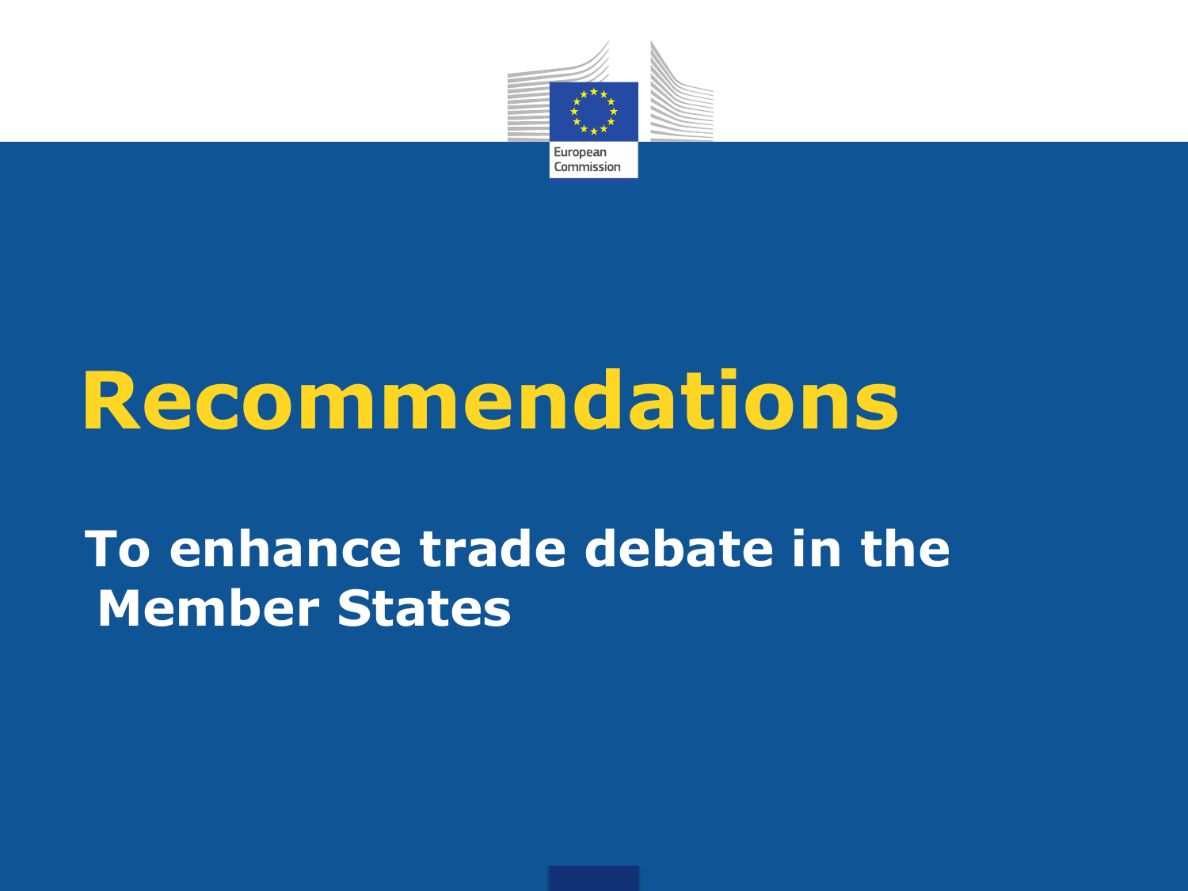# Recommendations

## To enhance trade debate in the Member States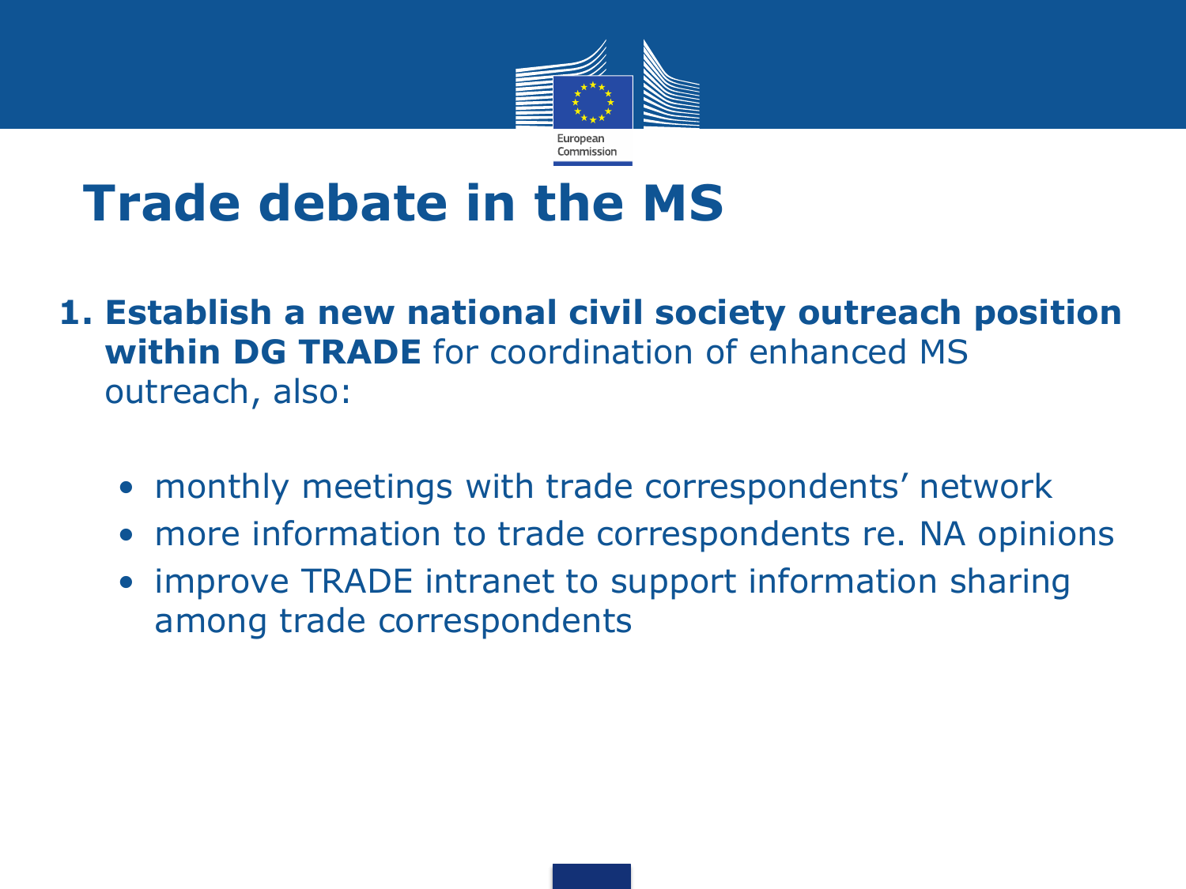# Trade debate in the MS

1. **Establish a new national civil society outreach position within DG TRADE** for coordination of enhanced MS outreach, also:

   - monthly meetings with trade correspondents' network
   - more information to trade correspondents re. NA opinions
   - improve TRADE intranet to support information sharing among trade correspondents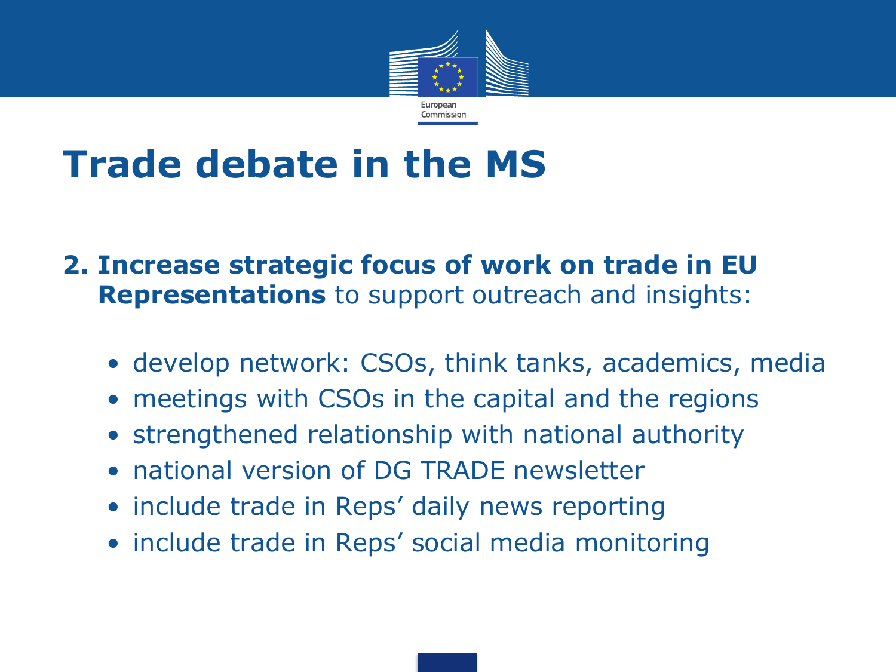# Trade debate in the MS

**2. Increase strategic focus of work on trade in EU Representations** to support outreach and insights:

- develop network: CSOs, think tanks, academics, media
- meetings with CSOs in the capital and the regions
- strengthened relationship with national authority
- national version of DG TRADE newsletter
- include trade in Reps' daily news reporting
- include trade in Reps' social media monitoring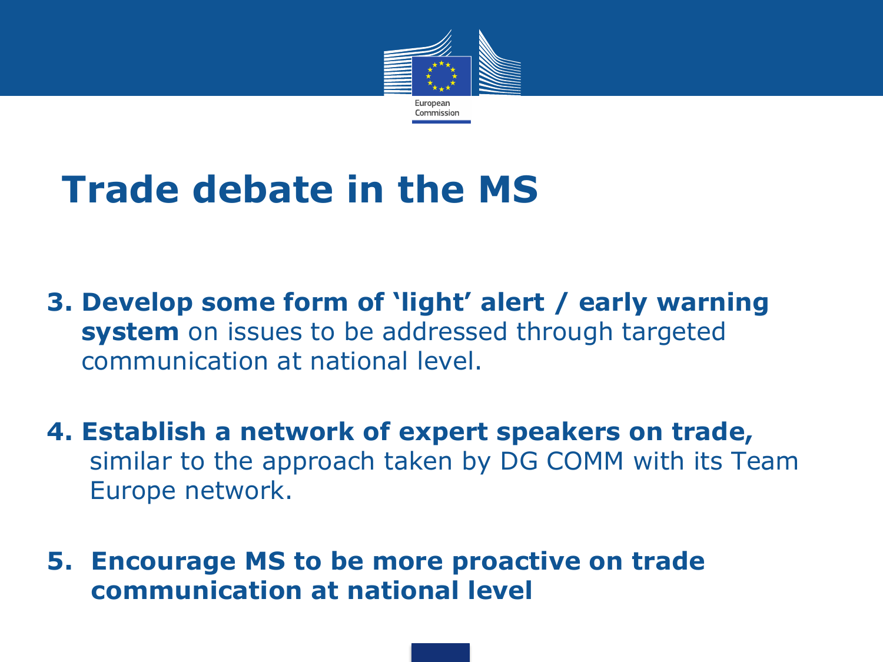# Trade debate in the MS

3. **Develop some form of 'light' alert / early warning system** on issues to be addressed through targeted communication at national level.

4. **Establish a network of expert speakers on trade,** similar to the approach taken by DG COMM with its Team Europe network.

5. **Encourage MS to be more proactive on trade communication at national level**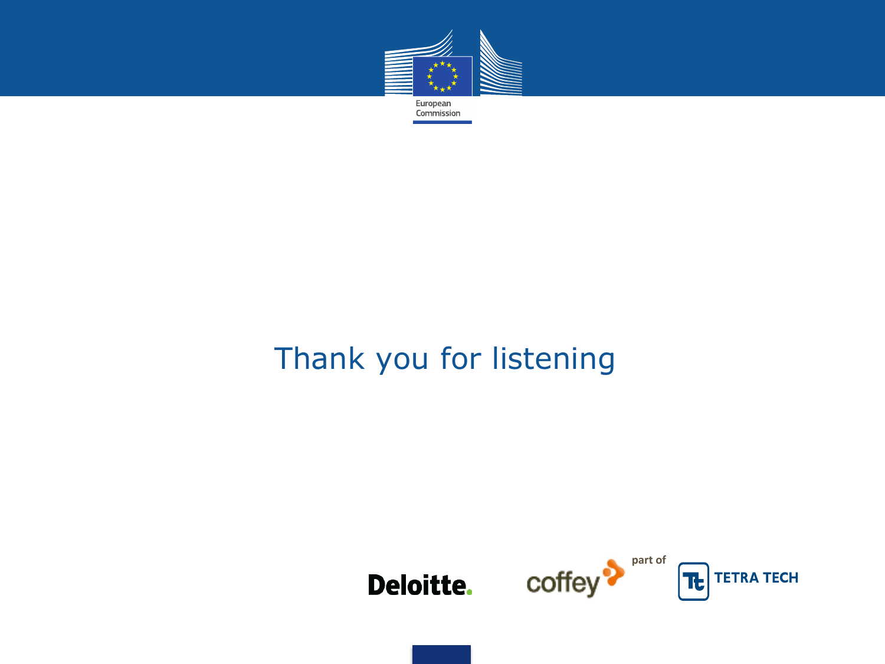European Commission

Thank you for listening

Deloitte. coffey part of TETRA TECH